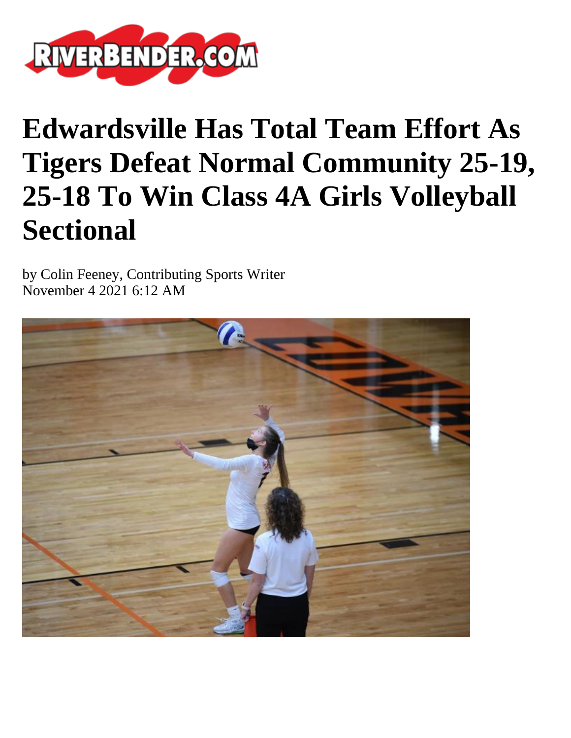# Edwardsville Has Total Team Effort As Tigers Defeat Normal Community 25-19, 25-18 To Win Class 4A Girls Volleyball Sectional

by Colin Feeney, Contributing Sports Writer
November 4 2021 6:12 AM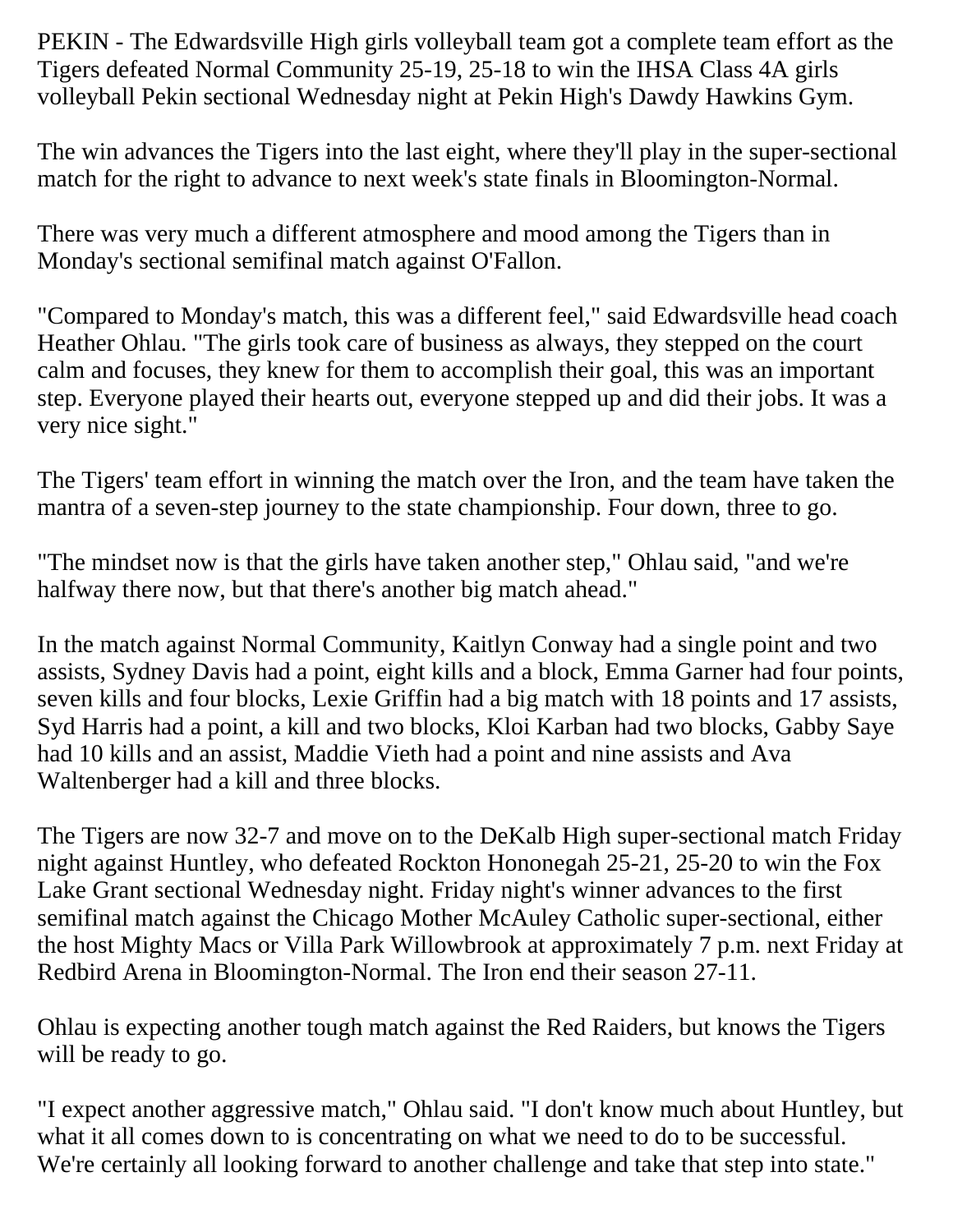PEKIN - The Edwardsville High girls volleyball team got a complete team effort as the Tigers defeated Normal Community 25-19, 25-18 to win the IHSA Class 4A girls volleyball Pekin sectional Wednesday night at Pekin High's Dawdy Hawkins Gym.

The win advances the Tigers into the last eight, where they'll play in the super-sectional match for the right to advance to next week's state finals in Bloomington-Normal.

There was very much a different atmosphere and mood among the Tigers than in Monday's sectional semifinal match against O'Fallon.

"Compared to Monday's match, this was a different feel," said Edwardsville head coach Heather Ohlau. "The girls took care of business as always, they stepped on the court calm and focuses, they knew for them to accomplish their goal, this was an important step. Everyone played their hearts out, everyone stepped up and did their jobs. It was a very nice sight."

The Tigers' team effort in winning the match over the Iron, and the team have taken the mantra of a seven-step journey to the state championship. Four down, three to go.

"The mindset now is that the girls have taken another step," Ohlau said, "and we're halfway there now, but that there's another big match ahead."

In the match against Normal Community, Kaitlyn Conway had a single point and two assists, Sydney Davis had a point, eight kills and a block, Emma Garner had four points, seven kills and four blocks, Lexie Griffin had a big match with 18 points and 17 assists, Syd Harris had a point, a kill and two blocks, Kloi Karban had two blocks, Gabby Saye had 10 kills and an assist, Maddie Vieth had a point and nine assists and Ava Waltenberger had a kill and three blocks.

The Tigers are now 32-7 and move on to the DeKalb High super-sectional match Friday night against Huntley, who defeated Rockton Hononegah 25-21, 25-20 to win the Fox Lake Grant sectional Wednesday night. Friday night's winner advances to the first semifinal match against the Chicago Mother McAuley Catholic super-sectional, either the host Mighty Macs or Villa Park Willowbrook at approximately 7 p.m. next Friday at Redbird Arena in Bloomington-Normal. The Iron end their season 27-11.

Ohlau is expecting another tough match against the Red Raiders, but knows the Tigers will be ready to go.

"I expect another aggressive match," Ohlau said. "I don't know much about Huntley, but what it all comes down to is concentrating on what we need to do to be successful. We're certainly all looking forward to another challenge and take that step into state."